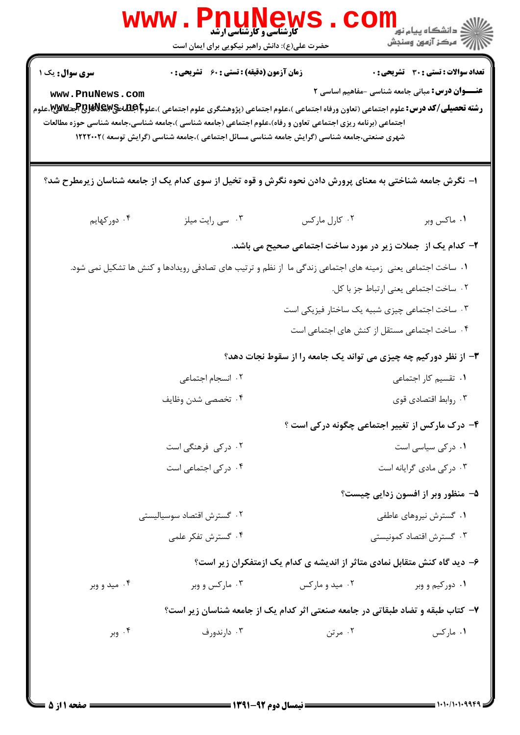**سری سوال:** یک ۱

**زمان آزمون (دقیقه) : تستی : ۶۰ تشریحی : ۰**

**تعداد سوالات : تستی : ۳۰ تشریحی : ۰**

**عنـــوان درس:** مبانی جامعه شناسی -مفاهیم اساسی ۲

**رشته تحصیلی/کد درس:** علوم اجتماعی (تعاون ورفاه اجتماعی )،علوم اجتماعی (پژوهشگری علوم اجتماعی )،علوم اجتماعی (مددکاری اجتماعی)،علوم اجتماعی (برنامه ریزی اجتماعی تعاون و رفاه)،علوم اجتماعی (جامعه شناسی )،جامعه شناسی،جامعه شناسی حوزه مطالعات شهری صنعتی،جامعه شناسی (گرایش جامعه شناسی مسائل اجتماعی )،جامعه شناسی (گرایش توسعه )۱۲۲۲۰۰۲

**۱- نگرش جامعه شناختی به معنای پرورش دادن نحوه نگرش و قوه تخیل از سوی کدام یک از جامعه شناسان زیرمطرح شد؟**

۱. ماکس وبر
۲. کارل مارکس
۳. سی رایت میلز
۴. دورکهایم

**۲- کدام یک از جملات زیر در مورد ساخت اجتماعی صحیح می باشد.**

۱. ساخت اجتماعی یعنی زمینه های اجتماعی زندگی ما از نظم و ترتیب های تصادفی رویدادها و کنش ها تشکیل نمی شود.
۲. ساخت اجتماعی یعنی ارتباط جز با کل.
۳. ساخت اجتماعی چیزی شبیه یک ساختار فیزیکی است
۴. ساخت اجتماعی مستقل از کنش های اجتماعی است

**۳- از نظر دورکیم چه چیزی می تواند یک جامعه را از سقوط نجات دهد؟**

۱. تقسیم کار اجتماعی
۲. انسجام اجتماعی
۳. روابط اقتصادی قوی
۴. تخصصی شدن وظایف

**۴- درک مارکس از تغییر اجتماعی چگونه درکی است ؟**

۱. درکی سیاسی است
۲. درکی فرهنگی است
۳. درکی مادی گرایانه است
۴. درکی اجتماعی است

**۵- منظور وبر از افسون زدایی چیست؟**

۱. گسترش نیروهای عاطفی
۲. گسترش اقتصاد سوسیالیستی
۳. گسترش اقتصاد کمونیستی
۴. گسترش تفکر علمی

**۶- دید گاه کنش متقابل نمادی متاثر از اندیشه ی کدام یک ازمتفکران زیر است؟**

۱. دورکیم و وبر
۲. مید و مارکس
۳. مارکس و وبر
۴. مید و وبر

**۷- کتاب طبقه و تضاد طبقاتی در جامعه صنعتی اثر کدام یک از جامعه شناسان زیر است؟**

۱. مارکس
۲. مرتن
۳. دارندورف
۴. وبر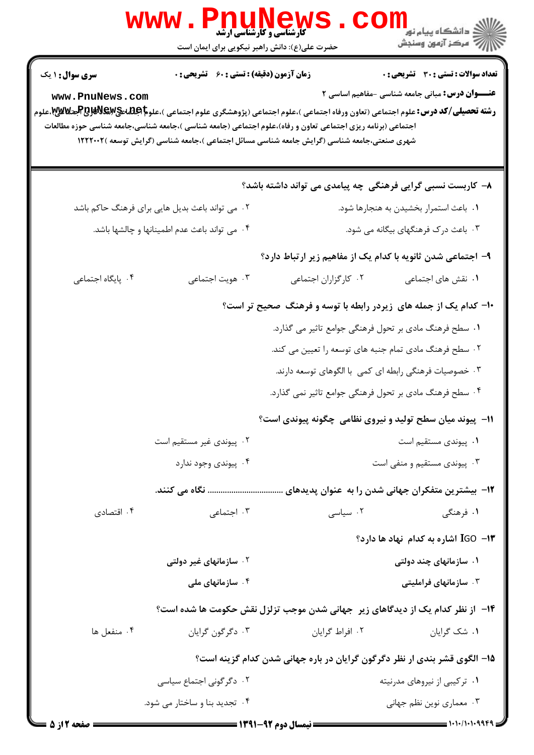**سری سوال:** ۱ یک
**زمان آزمون (دقیقه):** تستی : ۶۰ تشریحی : ۰
**تعداد سوالات:** تستی : ۳۰ تشریحی : ۰

**عنـــوان درس:** مبانی جامعه شناسی -مفاهیم اساسی ۲

**رشته تحصیلی/کد درس:** علوم اجتماعی (تعاون ورفاه اجتماعی )،علوم اجتماعی (پژوهشگری علوم اجتماعی )،علوم اجتماعی (مددکاری اجتماعی)،علوم اجتماعی (برنامه ریزی اجتماعی تعاون و رفاه)،علوم اجتماعی (جامعه شناسی )،جامعه شناسی،جامعه شناسی حوزه مطالعات شهری صنعتی،جامعه شناسی (گرایش جامعه شناسی مسائل اجتماعی )،جامعه شناسی (گرایش توسعه )۱۲۲۲۰۰۲

**۸- کاربست نسبی گرایی فرهنگی چه پیامدی می تواند داشته باشد؟**

۱. باعث استمرار بخشیدن به هنجارها شود.
۲. می تواند باعث بدیل هایی برای فرهنگ حاکم باشد
۳. باعث درک فرهنگهای بیگانه می شود.
۴. می تواند باعث عدم اطمینانها و چالشها باشد.

**۹- اجتماعی شدن ثانویه با کدام یک از مفاهیم زیر ارتباط دارد؟**

۱. نقش های اجتماعی
۲. کارگزاران اجتماعی
۳. هویت اجتماعی
۴. پایگاه اجتماعی

**۱۰- کدام یک از جمله های زیردر رابطه با توسه و فرهنگ صحیح تر است؟**

۱. سطح فرهنگ مادی بر تحول فرهنگی جوامع تاثیر می گذارد.
۲. سطح فرهنگ مادی تمام جنبه های توسعه را تعیین می کند.
۳. خصوصیات فرهنگی رابطه ای کمی با الگوهای توسعه دارند.
۴. سطح فرهنگ مادی بر تحول فرهنگی جوامع تاثیر نمی گذارد.

**۱۱- پیوند میان سطح تولید و نیروی نظامی چگونه پیوندی است؟**

۱. پیوندی مستقیم است
۲. پیوندی غیر مستقیم است
۳. پیوندی مستقیم و منفی است
۴. پیوندی وجود ندارد

**۱۲- بیشترین متفکران جهانی شدن را به عنوان پدیدهای ................................ نگاه می کنند.**

۱. فرهنگی
۲. سیاسی
۳. اجتماعی
۴. اقتصادی

**۱۳- IGO اشاره به کدام نهاد ها دارد؟**

۱. سازمانهای چند دولتی
۲. سازمانهای غیر دولتی
۳. سازمانهای فراملیتی
۴. سازمانهای ملی

**۱۴- از نظر کدام یک از دیدگاهای زیر جهانی شدن موجب تزلزل نقش حکومت ها شده است؟**

۱. شک گرایان
۲. افراط گرایان
۳. دگرگون گرایان
۴. منفعل ها

**۱۵- الگوی قشر بندی ار نظر دگرگون گرایان در باره جهانی شدن کدام گزینه است؟**

۱. ترکیبی از نیروهای مدرنیته
۲. دگرگونی اجتماع سیاسی
۳. معماری نوین نظم جهانی
۴. تجدید بنا و ساختار می شود.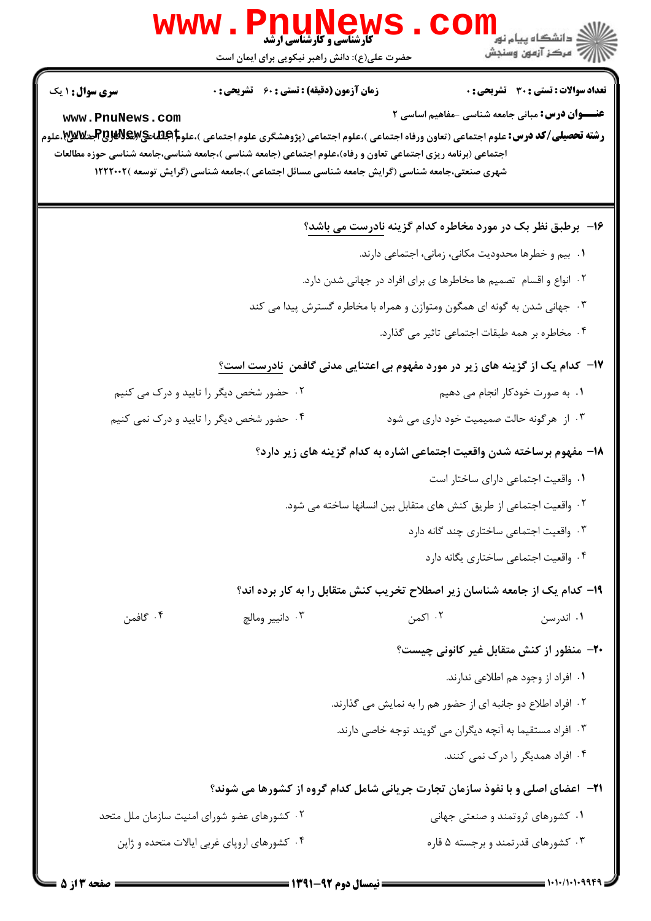**تعداد سوالات : تستی : ۳۰ تشریحی : ۰** | **زمان آزمون (دقیقه) : تستی : ۶۰ تشریحی : ۰** | **سری سوال : ۱ یک**

**عنـــوان درس:** مبانی جامعه شناسی -مفاهیم اساسی ۲

**رشته تحصیلی/کد درس:** علوم اجتماعی (تعاون ورفاه اجتماعی )،علوم اجتماعی (پژوهشگری علوم اجتماعی )،علوم اجتماعی (مددکاری اجتماعی )،علوم اجتماعی (برنامه ریزی اجتماعی تعاون و رفاه)،علوم اجتماعی (جامعه شناسی )،جامعه شناسی،جامعه شناسی حوزه مطالعات شهری صنعتی،جامعه شناسی (گرایش جامعه شناسی مسائل اجتماعی )،جامعه شناسی (گرایش توسعه )۱۲۲۲۰۰۲

**۱۶- برطبق نظر بک در مورد مخاطره کدام گزینه نادرست می باشد؟**

۱. بیم و خطرها محدودیت مکانی، زمانی، اجتماعی دارند.

۲. انواع و اقسام تصمیم ها مخاطرها ی برای افراد در جهانی شدن دارد.

۳. جهانی شدن به گونه ای همگون ومتوازن و همراه با مخاطره گسترش پیدا می کند

۴. مخاطره بر همه طبقات اجتماعی تاثیر می گذارد.

**۱۷- کدام یک از گزینه های زیر در مورد مفهوم بی اعتنایی مدنی گافمن نادرست است؟**

۱. به صورت خودکار انجام می دهیم

۲. حضور شخص دیگر را تایید و درک می کنیم

۳. از هرگونه حالت صمیمیت خود داری می شود

۴. حضور شخص دیگر را تایید و درک نمی کنیم

**۱۸- مفهوم برساخته شدن واقعیت اجتماعی اشاره به کدام گزینه های زیر دارد؟**

۱. واقعیت اجتماعی دارای ساختار است

۲. واقعیت اجتماعی از طریق کنش های متقابل بین انسانها ساخته می شود.

۳. واقعیت اجتماعی ساختاری چند گانه دارد

۴. واقعیت اجتماعی ساختاری یگانه دارد

**۱۹- کدام یک از جامعه شناسان زیر اصطلاح تخریب کنش متقابل را به کار برده اند؟**

۱. اندرسن

۲. اکمن

۳. دانییر ومالچ

۴. گافمن

**۲۰- منظور از کنش متقابل غیر کانونی چیست؟**

۱. افراد از وجود هم اطلاعی ندارند.

۲. افراد اطلاع دو جانبه ای از حضور هم را به نمایش می گذارند.

۳. افراد مستقیما به آنچه دیگران می گویند توجه خاصی دارند.

۴. افراد همدیگر را درک نمی کنند.

**۲۱- اعضای اصلی و با نفوذ سازمان تجارت جریانی شامل کدام گروه از کشورها می شوند؟**

۱. کشورهای ثروتمند و صنعتی جهانی

۲. کشورهای عضو شورای امنیت سازمان ملل متحد

۳. کشورهای قدرتمند و برجسته ۵ قاره

۴. کشورهای اروپای غربی ایالات متحده و ژاپن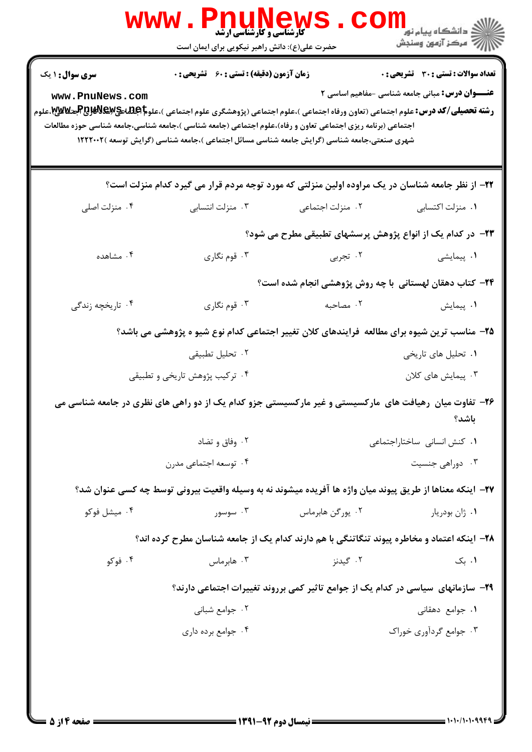**سری سوال:** ۱ یک

**زمان آزمون (دقیقه) : تستی :** ۶۰ **تشریحی :** ۰

**تعداد سوالات : تستی :** ۳۰ **تشریحی :** ۰

**عنـــوان درس:** مبانی جامعه شناسی -مفاهیم اساسی ۲

**رشته تحصیلی/کد درس:** علوم اجتماعی (تعاون ورفاه اجتماعی )،علوم اجتماعی (پژوهشگری علوم اجتماعی )،علوم اجتماعی (مددکاری اجتماعی)،علوم اجتماعی (برنامه ریزی اجتماعی تعاون و رفاه)،علوم اجتماعی (جامعه شناسی )،جامعه شناسی،جامعه شناسی حوزه مطالعات شهری صنعتی،جامعه شناسی (گرایش جامعه شناسی مسائل اجتماعی )،جامعه شناسی (گرایش توسعه )۱۲۲۲۰۰۲

۲۲- از نظر جامعه شناسان در یک مراوده اولین منزلتی که مورد توجه مردم قرار می گیرد کدام منزلت است؟

۱. منزلت اکتسابی
۲. منزلت اجتماعی
۳. منزلت انتسابی
۴. منزلت اصلی

۲۳- در کدام یک از انواع پژوهش پرسشهای تطبیقی مطرح می شود؟

۱. پیمایشی
۲. تجربی
۳. قوم نگاری
۴. مشاهده

۲۴- کتاب دهقان لهستانی با چه روش پژوهشی انجام شده است؟

۱. پیمایش
۲. مصاحبه
۳. قوم نگاری
۴. تاریخچه زندگی

۲۵- مناسب ترین شیوه برای مطالعه فرایندهای کلان تغییر اجتماعی کدام نوع شیو ه پژوهشی می باشد؟

۱. تحلیل های تاریخی
۲. تحلیل تطبیقی
۳. پیمایش های کلان
۴. ترکیب پژوهش تاریخی و تطبیقی

۲۶- تفاوت میان رهیافت های مارکسیستی و غیر مارکسیستی جزو کدام یک از دو راهی های نظری در جامعه شناسی می باشد؟

۱. کنش انسانی ساختاراجتماعی
۲. وفاق و تضاد
۳. دوراهی جنسیت
۴. توسعه اجتماعی مدرن

۲۷- اینکه معناها از طریق پیوند میان واژه ها آفریده میشوند نه به وسیله واقعیت بیرونی توسط چه کسی عنوان شد؟

۱. ژان بودریار
۲. یورگن هابرماس
۳. سوسور
۴. میشل فوکو

۲۸- اینکه اعتماد و مخاطره پیوند تنگاتنگی با هم دارند کدام یک از جامعه شناسان مطرح کرده اند؟

۱. بک
۲. گیدنز
۳. هابرماس
۴. فوکو

۲۹- سازمانهای سیاسی در کدام یک از جوامع تاثیر کمی برروند تغییرات اجتماعی دارند؟

۱. جوامع دهقانی
۲. جوامع شبانی
۳. جوامع گردآوری خوراک
۴. جوامع برده داری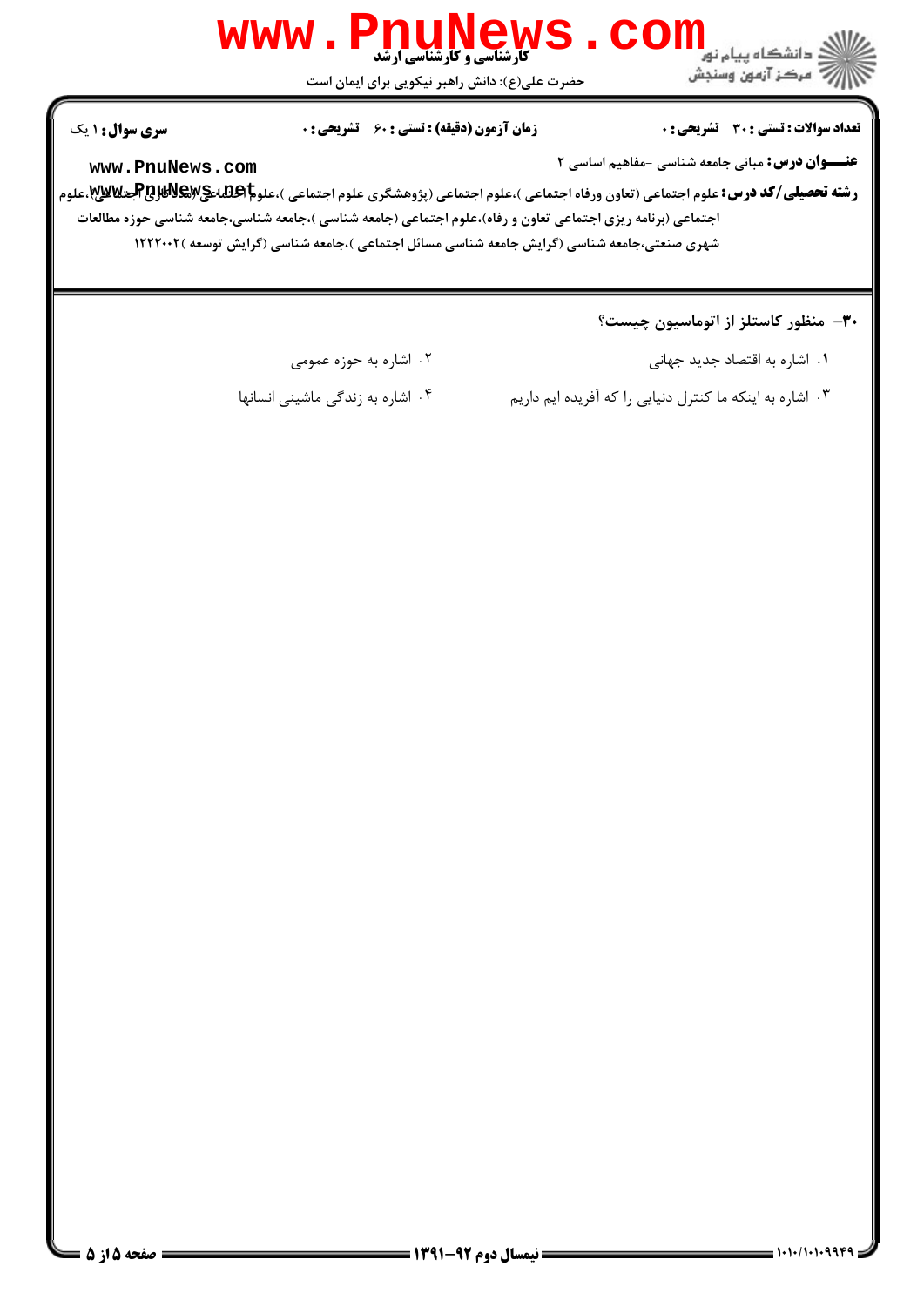**تعداد سوالات : تستی : ۳۰   تشریحی : ۰**　　**زمان آزمون (دقیقه) : تستی : ۶۰   تشریحی : ۰**　　**سری سوال : ۱ یک**

**عنـــوان درس :** مبانی جامعه شناسی -مفاهیم اساسی ۲

**رشته تحصیلی/کد درس :** علوم اجتماعی (تعاون ورفاه اجتماعی )،علوم اجتماعی (پژوهشگری علوم اجتماعی )،علوم اجتماعی (مددکاری اجتماعی)،علوم اجتماعی (برنامه ریزی اجتماعی تعاون و رفاه)،علوم اجتماعی (جامعه شناسی )،جامعه شناسی،جامعه شناسی حوزه مطالعات شهری صنعتی،جامعه شناسی (گرایش جامعه شناسی مسائل اجتماعی )،جامعه شناسی (گرایش توسعه )۱۲۲۲۰۰۲

**۳۰- منظور کاستلز از اتوماسیون چیست؟**

۱. اشاره به اقتصاد جدید جهانی

۲. اشاره به حوزه عمومی

۳. اشاره به اینکه ما کنترل دنیایی را که آفریده ایم داریم

۴. اشاره به زندگی ماشینی انسانها